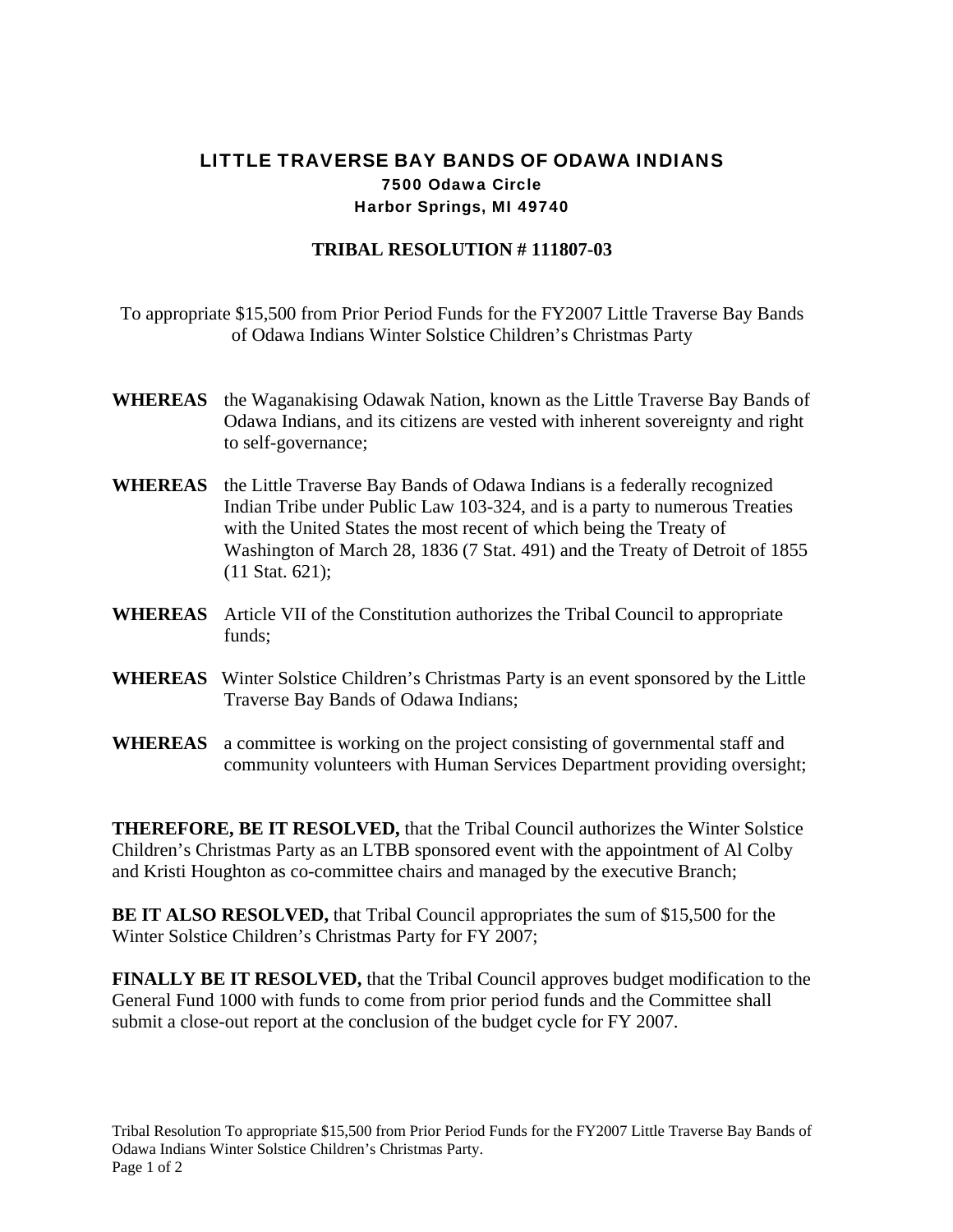# LITTLE TRAVERSE BAY BANDS OF ODAWA INDIANS

**7500 Odawa Circle**
**Harbor Springs, MI 49740**

## TRIBAL RESOLUTION # 111807-03

To appropriate $15,500 from Prior Period Funds for the FY2007 Little Traverse Bay Bands of Odawa Indians Winter Solstice Children's Christmas Party

**WHEREAS** the Waganakising Odawak Nation, known as the Little Traverse Bay Bands of Odawa Indians, and its citizens are vested with inherent sovereignty and right to self-governance;

**WHEREAS** the Little Traverse Bay Bands of Odawa Indians is a federally recognized Indian Tribe under Public Law 103-324, and is a party to numerous Treaties with the United States the most recent of which being the Treaty of Washington of March 28, 1836 (7 Stat. 491) and the Treaty of Detroit of 1855 (11 Stat. 621);

**WHEREAS** Article VII of the Constitution authorizes the Tribal Council to appropriate funds;

**WHEREAS** Winter Solstice Children's Christmas Party is an event sponsored by the Little Traverse Bay Bands of Odawa Indians;

**WHEREAS** a committee is working on the project consisting of governmental staff and community volunteers with Human Services Department providing oversight;

**THEREFORE, BE IT RESOLVED,** that the Tribal Council authorizes the Winter Solstice Children's Christmas Party as an LTBB sponsored event with the appointment of Al Colby and Kristi Houghton as co-committee chairs and managed by the executive Branch;

**BE IT ALSO RESOLVED,** that Tribal Council appropriates the sum of $15,500 for the Winter Solstice Children's Christmas Party for FY 2007;

**FINALLY BE IT RESOLVED,** that the Tribal Council approves budget modification to the General Fund 1000 with funds to come from prior period funds and the Committee shall submit a close-out report at the conclusion of the budget cycle for FY 2007.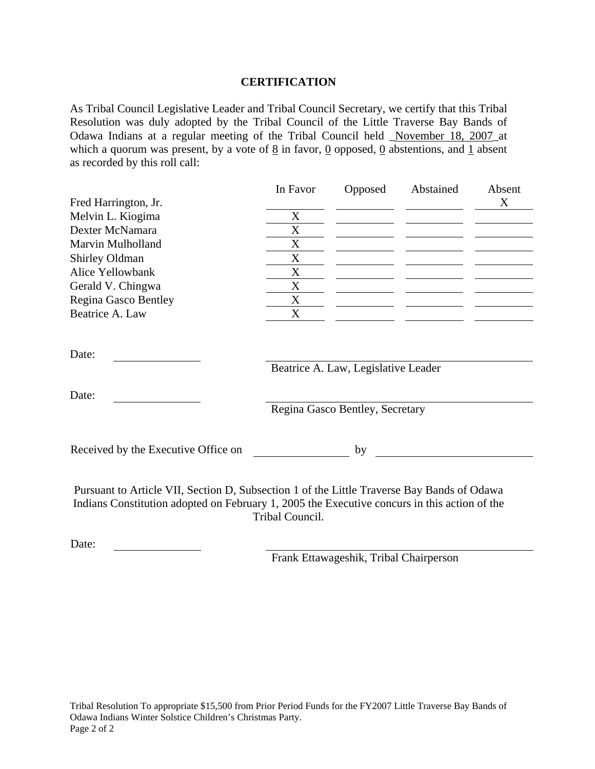## CERTIFICATION

As Tribal Council Legislative Leader and Tribal Council Secretary, we certify that this Tribal Resolution was duly adopted by the Tribal Council of the Little Traverse Bay Bands of Odawa Indians at a regular meeting of the Tribal Council held November 18, 2007 at which a quorum was present, by a vote of 8 in favor, 0 opposed, 0 abstentions, and 1 absent as recorded by this roll call:

| | In Favor | Opposed | Abstained | Absent |
|---|---|---|---|---|
| Fred Harrington, Jr. | | | | X |
| Melvin L. Kiogima | X | | | |
| Dexter McNamara | X | | | |
| Marvin Mulholland | X | | | |
| Shirley Oldman | X | | | |
| Alice Yellowbank | X | | | |
| Gerald V. Chingwa | X | | | |
| Regina Gasco Bentley | X | | | |
| Beatrice A. Law | X | | | |

Date: ______________ ________________________________
Beatrice A. Law, Legislative Leader

Date: ______________ ________________________________
Regina Gasco Bentley, Secretary

Received by the Executive Office on ______________ by ______________________

Pursuant to Article VII, Section D, Subsection 1 of the Little Traverse Bay Bands of Odawa Indians Constitution adopted on February 1, 2005 the Executive concurs in this action of the Tribal Council.

Date: ______________ ________________________________
Frank Ettawageshik, Tribal Chairperson

Tribal Resolution To appropriate $15,500 from Prior Period Funds for the FY2007 Little Traverse Bay Bands of Odawa Indians Winter Solstice Children's Christmas Party.